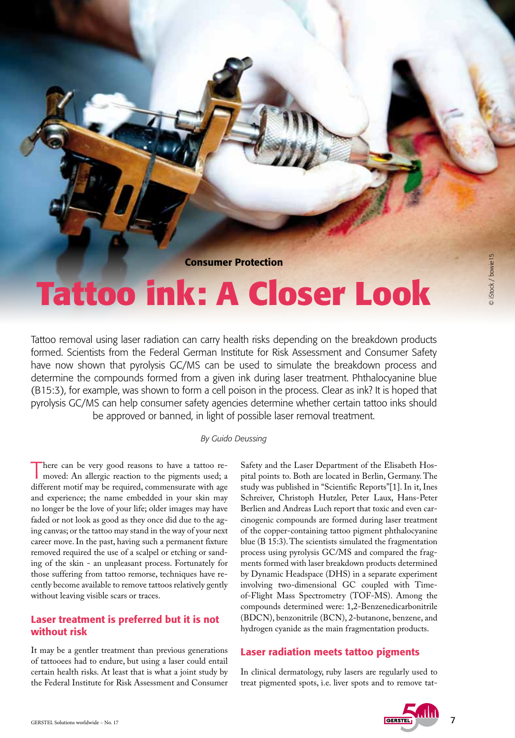Consumer Protection

# Tattoo ink: A Closer Look

Tattoo removal using laser radiation can carry health risks depending on the breakdown products formed. Scientists from the Federal German Institute for Risk Assessment and Consumer Safety have now shown that pyrolysis GC/MS can be used to simulate the breakdown process and determine the compounds formed from a given ink during laser treatment. Phthalocyanine blue (B15:3), for example, was shown to form a cell poison in the process. Clear as ink? It is hoped that pyrolysis GC/MS can help consumer safety agencies determine whether certain tattoo inks should be approved or banned, in light of possible laser removal treatment.

*By Guido Deussing*

There can be very good reasons to have a tattoo removed: An allergic reaction to the pigments used; a different motif may be required, commensurate with age and experience; the name embedded in your skin may no longer be the love of your life; older images may have faded or not look as good as they once did due to the aging canvas; or the tattoo may stand in the way of your next career move. In the past, having such a permanent fixture removed required the use of a scalpel or etching or sanding of the skin - an unpleasant process. Fortunately for those suffering from tattoo remorse, techniques have recently become available to remove tattoos relatively gently without leaving visible scars or traces.

## Laser treatment is preferred but it is not without risk

It may be a gentler treatment than previous generations of tattooees had to endure, but using a laser could entail certain health risks. At least that is what a joint study by the Federal Institute for Risk Assessment and Consumer Safety and the Laser Department of the Elisabeth Hospital points to. Both are located in Berlin, Germany. The study was published in "Scientific Reports"[1]. In it, Ines Schreiver, Christoph Hutzler, Peter Laux, Hans-Peter Berlien and Andreas Luch report that toxic and even carcinogenic compounds are formed during laser treatment of the copper-containing tattoo pigment phthalocyanine blue (B 15:3). The scientists simulated the fragmentation process using pyrolysis GC/MS and compared the fragments formed with laser breakdown products determined by Dynamic Headspace (DHS) in a separate experiment involving two-dimensional GC coupled with Time-of-Flight Mass Spectrometry (TOF-MS). Among the compounds determined were: 1,2-Benzenedicarbonitrile (BDCN), benzonitrile (BCN), 2-butanone, benzene, and hydrogen cyanide as the main fragmentation products.

## Laser radiation meets tattoo pigments

In clinical dermatology, ruby lasers are regularly used to treat pigmented spots, i.e. liver spots and to remove tat-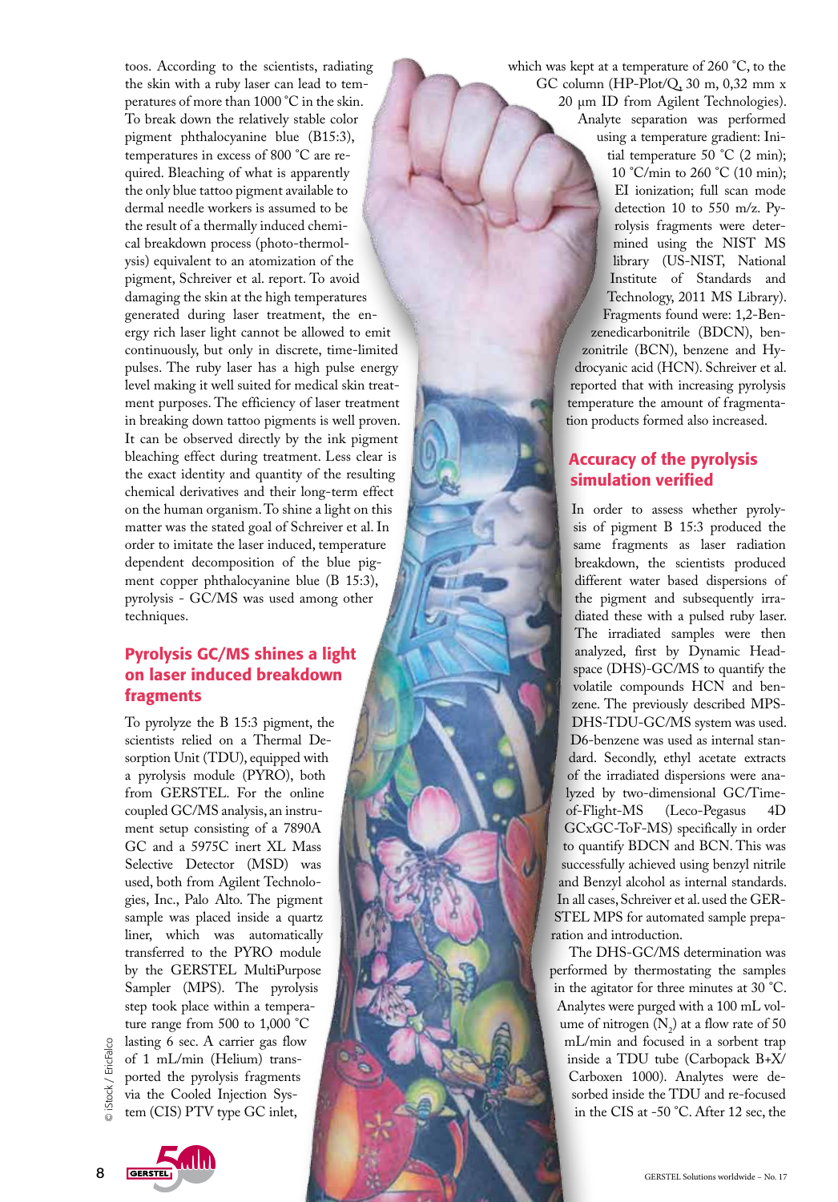toos. According to the scientists, radiating the skin with a ruby laser can lead to temperatures of more than 1000 °C in the skin. To break down the relatively stable color pigment phthalocyanine blue (B15:3), temperatures in excess of 800 °C are required. Bleaching of what is apparently the only blue tattoo pigment available to dermal needle workers is assumed to be the result of a thermally induced chemical breakdown process (photo-thermolysis) equivalent to an atomization of the pigment, Schreiver et al. report. To avoid damaging the skin at the high temperatures generated during laser treatment, the energy rich laser light cannot be allowed to emit continuously, but only in discrete, time-limited pulses. The ruby laser has a high pulse energy level making it well suited for medical skin treatment purposes. The efficiency of laser treatment in breaking down tattoo pigments is well proven. It can be observed directly by the ink pigment bleaching effect during treatment. Less clear is the exact identity and quantity of the resulting chemical derivatives and their long-term effect on the human organism. To shine a light on this matter was the stated goal of Schreiver et al. In order to imitate the laser induced, temperature dependent decomposition of the blue pigment copper phthalocyanine blue (B 15:3), pyrolysis - GC/MS was used among other techniques.

## Pyrolysis GC/MS shines a light on laser induced breakdown fragments

To pyrolyze the B 15:3 pigment, the scientists relied on a Thermal Desorption Unit (TDU), equipped with a pyrolysis module (PYRO), both from GERSTEL. For the online coupled GC/MS analysis, an instrument setup consisting of a 7890A GC and a 5975C inert XL Mass Selective Detector (MSD) was used, both from Agilent Technologies, Inc., Palo Alto. The pigment sample was placed inside a quartz liner, which was automatically transferred to the PYRO module by the GERSTEL MultiPurpose Sampler (MPS). The pyrolysis step took place within a temperature range from 500 to 1,000 °C lasting 6 sec. A carrier gas flow of 1 mL/min (Helium) transported the pyrolysis fragments via the Cooled Injection System (CIS) PTV type GC inlet, which was kept at a temperature of 260 °C, to the GC column (HP-Plot/Q, 30 m, 0,32 mm x 20 µm ID from Agilent Technologies). Analyte separation was performed using a temperature gradient: Initial temperature 50 °C (2 min); 10 °C/min to 260 °C (10 min); EI ionization; full scan mode detection 10 to 550 m/z. Pyrolysis fragments were determined using the NIST MS library (US-NIST, National Institute of Standards and Technology, 2011 MS Library). Fragments found were: 1,2-Benzenedicarbonitrile (BDCN), benzonitrile (BCN), benzene and Hydrocyanic acid (HCN). Schreiver et al. reported that with increasing pyrolysis temperature the amount of fragmentation products formed also increased.

## Accuracy of the pyrolysis simulation verified

In order to assess whether pyrolysis of pigment B 15:3 produced the same fragments as laser radiation breakdown, the scientists produced different water based dispersions of the pigment and subsequently irradiated these with a pulsed ruby laser. The irradiated samples were then analyzed, first by Dynamic Headspace (DHS)-GC/MS to quantify the volatile compounds HCN and benzene. The previously described MPS-DHS-TDU-GC/MS system was used. D6-benzene was used as internal standard. Secondly, ethyl acetate extracts of the irradiated dispersions were analyzed by two-dimensional GC/Time-of-Flight-MS (Leco-Pegasus 4D GCxGC-ToF-MS) specifically in order to quantify BDCN and BCN. This was successfully achieved using benzyl nitrile and Benzyl alcohol as internal standards. In all cases, Schreiver et al. used the GERSTEL MPS for automated sample preparation and introduction.

The DHS-GC/MS determination was performed by thermostating the samples in the agitator for three minutes at 30 °C. Analytes were purged with a 100 mL volume of nitrogen ($N_2$) at a flow rate of 50 mL/min and focused in a sorbent trap inside a TDU tube (Carbopack B+X/Carboxen 1000). Analytes were desorbed inside the TDU and re-focused in the CIS at -50 °C. After 12 sec, the

© iStock / EricFalco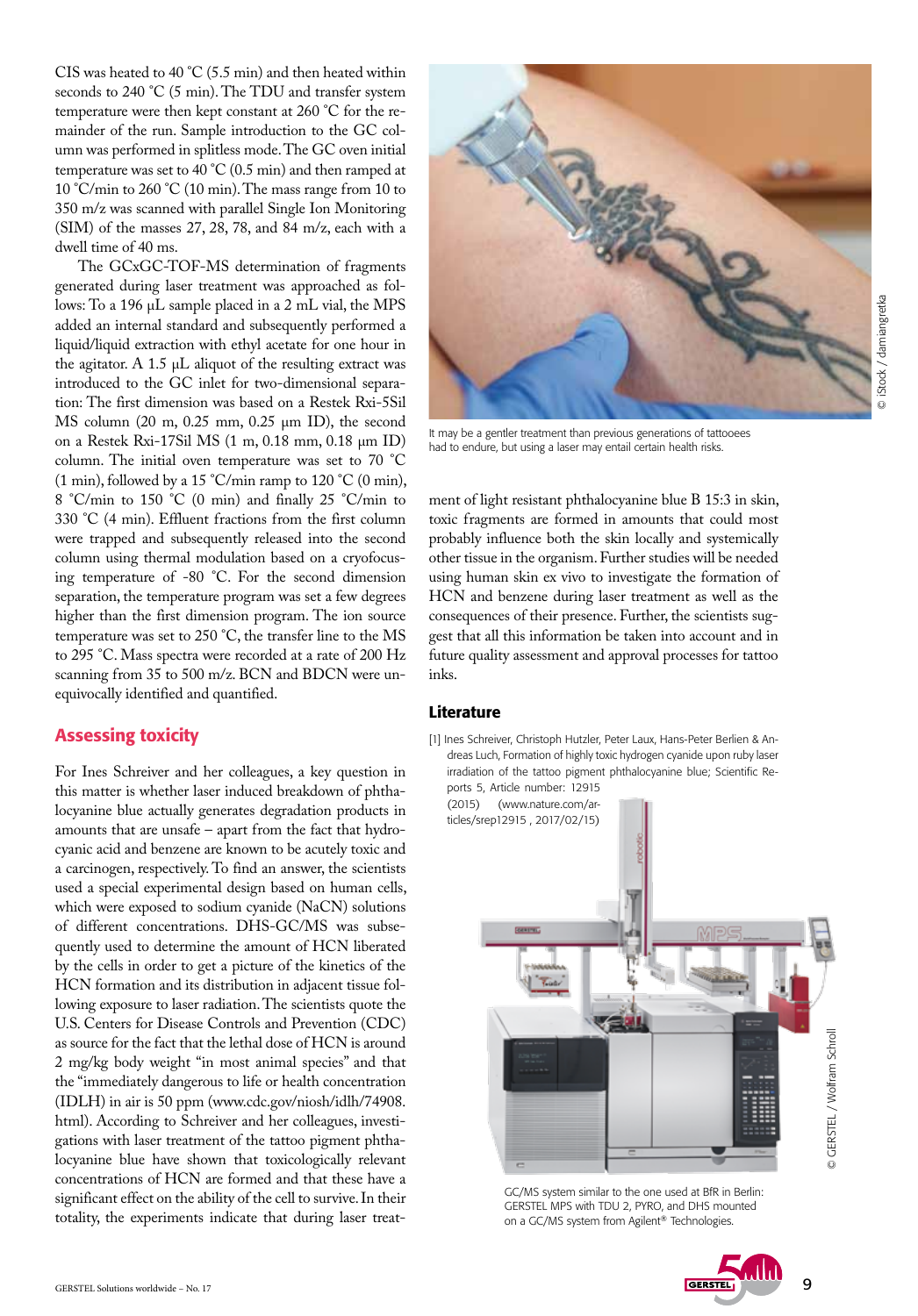CIS was heated to 40 °C (5.5 min) and then heated within seconds to 240 °C (5 min). The TDU and transfer system temperature were then kept constant at 260 °C for the remainder of the run. Sample introduction to the GC column was performed in splitless mode. The GC oven initial temperature was set to 40 °C (0.5 min) and then ramped at 10 °C/min to 260 °C (10 min). The mass range from 10 to 350 m/z was scanned with parallel Single Ion Monitoring (SIM) of the masses 27, 28, 78, and 84 m/z, each with a dwell time of 40 ms.

The GCxGC-TOF-MS determination of fragments generated during laser treatment was approached as follows: To a 196 µL sample placed in a 2 mL vial, the MPS added an internal standard and subsequently performed a liquid/liquid extraction with ethyl acetate for one hour in the agitator. A 1.5 µL aliquot of the resulting extract was introduced to the GC inlet for two-dimensional separation: The first dimension was based on a Restek Rxi-5Sil MS column (20 m, 0.25 mm, 0.25 µm ID), the second on a Restek Rxi-17Sil MS (1 m, 0.18 mm, 0.18 µm ID) column. The initial oven temperature was set to 70 °C (1 min), followed by a 15 °C/min ramp to 120 °C (0 min), 8 °C/min to 150 °C (0 min) and finally 25 °C/min to 330 °C (4 min). Effluent fractions from the first column were trapped and subsequently released into the second column using thermal modulation based on a cryofocusing temperature of -80 °C. For the second dimension separation, the temperature program was set a few degrees higher than the first dimension program. The ion source temperature was set to 250 °C, the transfer line to the MS to 295 °C. Mass spectra were recorded at a rate of 200 Hz scanning from 35 to 500 m/z. BCN and BDCN were unequivocally identified and quantified.

## Assessing toxicity

For Ines Schreiver and her colleagues, a key question in this matter is whether laser induced breakdown of phthalocyanine blue actually generates degradation products in amounts that are unsafe – apart from the fact that hydrocyanic acid and benzene are known to be acutely toxic and a carcinogen, respectively. To find an answer, the scientists used a special experimental design based on human cells, which were exposed to sodium cyanide (NaCN) solutions of different concentrations. DHS-GC/MS was subsequently used to determine the amount of HCN liberated by the cells in order to get a picture of the kinetics of the HCN formation and its distribution in adjacent tissue following exposure to laser radiation. The scientists quote the U.S. Centers for Disease Controls and Prevention (CDC) as source for the fact that the lethal dose of HCN is around 2 mg/kg body weight "in most animal species" and that the "immediately dangerous to life or health concentration (IDLH) in air is 50 ppm (www.cdc.gov/niosh/idlh/74908.html). According to Schreiver and her colleagues, investigations with laser treatment of the tattoo pigment phthalocyanine blue have shown that toxicologically relevant concentrations of HCN are formed and that these have a significant effect on the ability of the cell to survive. In their totality, the experiments indicate that during laser treatment of light resistant phthalocyanine blue B 15:3 in skin, toxic fragments are formed in amounts that could most probably influence both the skin locally and systemically other tissue in the organism. Further studies will be needed using human skin ex vivo to investigate the formation of HCN and benzene during laser treatment as well as the consequences of their presence. Further, the scientists suggest that all this information be taken into account and in future quality assessment and approval processes for tattoo inks.

It may be a gentler treatment than previous generations of tattooees had to endure, but using a laser may entail certain health risks.

© iStock / damiangretka

### Literature

[1] Ines Schreiver, Christoph Hutzler, Peter Laux, Hans-Peter Berlien & Andreas Luch, Formation of highly toxic hydrogen cyanide upon ruby laser irradiation of the tattoo pigment phthalocyanine blue; Scientific Reports 5, Article number: 12915 (2015) (www.nature.com/articles/srep12915 , 2017/02/15)

GC/MS system similar to the one used at BfR in Berlin: GERSTEL MPS with TDU 2, PYRO, and DHS mounted on a GC/MS system from Agilent® Technologies.

© GERSTEL / Wolfram Schroll